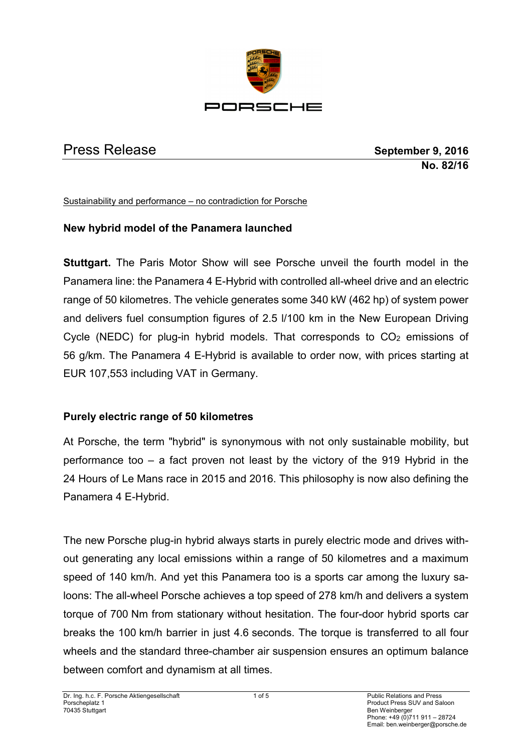PORSCHE

# Press Release

**September 9, 2016**
**No. 82/16**

Sustainability and performance – no contradiction for Porsche

## New hybrid model of the Panamera launched

**Stuttgart.** The Paris Motor Show will see Porsche unveil the fourth model in the Panamera line: the Panamera 4 E-Hybrid with controlled all-wheel drive and an electric range of 50 kilometres. The vehicle generates some 340 kW (462 hp) of system power and delivers fuel consumption figures of 2.5 l/100 km in the New European Driving Cycle (NEDC) for plug-in hybrid models. That corresponds to $CO_2$ emissions of 56 g/km. The Panamera 4 E-Hybrid is available to order now, with prices starting at EUR 107,553 including VAT in Germany.

### Purely electric range of 50 kilometres

At Porsche, the term "hybrid" is synonymous with not only sustainable mobility, but performance too – a fact proven not least by the victory of the 919 Hybrid in the 24 Hours of Le Mans race in 2015 and 2016. This philosophy is now also defining the Panamera 4 E-Hybrid.

The new Porsche plug-in hybrid always starts in purely electric mode and drives without generating any local emissions within a range of 50 kilometres and a maximum speed of 140 km/h. And yet this Panamera too is a sports car among the luxury saloons: The all-wheel Porsche achieves a top speed of 278 km/h and delivers a system torque of 700 Nm from stationary without hesitation. The four-door hybrid sports car breaks the 100 km/h barrier in just 4.6 seconds. The torque is transferred to all four wheels and the standard three-chamber air suspension ensures an optimum balance between comfort and dynamism at all times.

Dr. Ing. h.c. F. Porsche Aktiengesellschaft
Porscheplatz 1
70435 Stuttgart

Public Relations and Press
Product Press SUV and Saloon
Ben Weinberger
Phone: +49 (0)711 911 – 28724
Email: ben.weinberger@porsche.de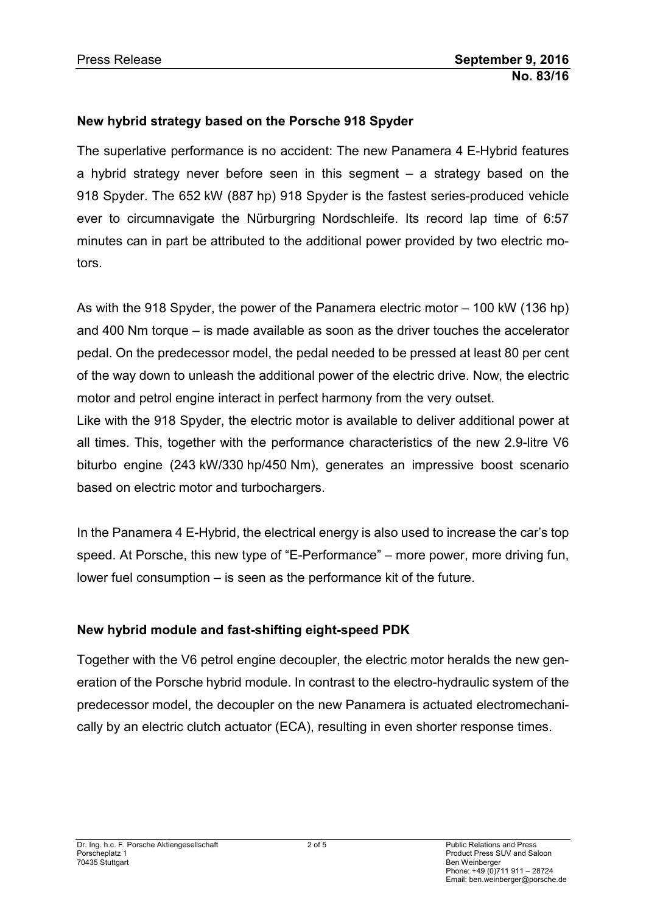## New hybrid strategy based on the Porsche 918 Spyder

The superlative performance is no accident: The new Panamera 4 E-Hybrid features a hybrid strategy never before seen in this segment – a strategy based on the 918 Spyder. The 652 kW (887 hp) 918 Spyder is the fastest series-produced vehicle ever to circumnavigate the Nürburgring Nordschleife. Its record lap time of 6:57 minutes can in part be attributed to the additional power provided by two electric motors.

As with the 918 Spyder, the power of the Panamera electric motor – 100 kW (136 hp) and 400 Nm torque – is made available as soon as the driver touches the accelerator pedal. On the predecessor model, the pedal needed to be pressed at least 80 per cent of the way down to unleash the additional power of the electric drive. Now, the electric motor and petrol engine interact in perfect harmony from the very outset.

Like with the 918 Spyder, the electric motor is available to deliver additional power at all times. This, together with the performance characteristics of the new 2.9-litre V6 biturbo engine (243 kW/330 hp/450 Nm), generates an impressive boost scenario based on electric motor and turbochargers.

In the Panamera 4 E-Hybrid, the electrical energy is also used to increase the car's top speed. At Porsche, this new type of "E-Performance" – more power, more driving fun, lower fuel consumption – is seen as the performance kit of the future.

## New hybrid module and fast-shifting eight-speed PDK

Together with the V6 petrol engine decoupler, the electric motor heralds the new generation of the Porsche hybrid module. In contrast to the electro-hydraulic system of the predecessor model, the decoupler on the new Panamera is actuated electromechanically by an electric clutch actuator (ECA), resulting in even shorter response times.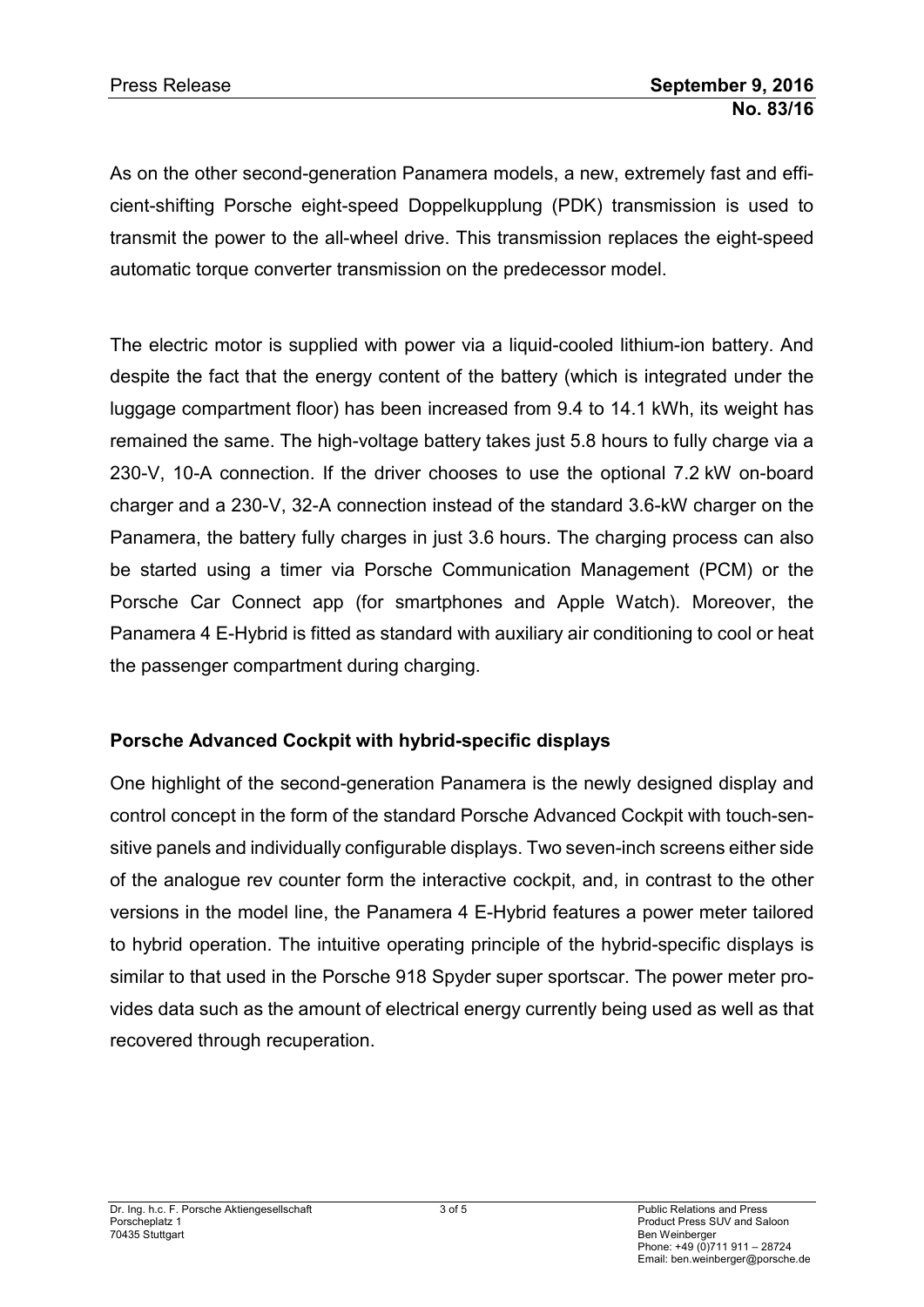As on the other second-generation Panamera models, a new, extremely fast and efficient-shifting Porsche eight-speed Doppelkupplung (PDK) transmission is used to transmit the power to the all-wheel drive. This transmission replaces the eight-speed automatic torque converter transmission on the predecessor model.

The electric motor is supplied with power via a liquid-cooled lithium-ion battery. And despite the fact that the energy content of the battery (which is integrated under the luggage compartment floor) has been increased from 9.4 to 14.1 kWh, its weight has remained the same. The high-voltage battery takes just 5.8 hours to fully charge via a 230-V, 10-A connection. If the driver chooses to use the optional 7.2 kW on-board charger and a 230-V, 32-A connection instead of the standard 3.6-kW charger on the Panamera, the battery fully charges in just 3.6 hours. The charging process can also be started using a timer via Porsche Communication Management (PCM) or the Porsche Car Connect app (for smartphones and Apple Watch). Moreover, the Panamera 4 E-Hybrid is fitted as standard with auxiliary air conditioning to cool or heat the passenger compartment during charging.

**Porsche Advanced Cockpit with hybrid-specific displays**

One highlight of the second-generation Panamera is the newly designed display and control concept in the form of the standard Porsche Advanced Cockpit with touch-sensitive panels and individually configurable displays. Two seven-inch screens either side of the analogue rev counter form the interactive cockpit, and, in contrast to the other versions in the model line, the Panamera 4 E-Hybrid features a power meter tailored to hybrid operation. The intuitive operating principle of the hybrid-specific displays is similar to that used in the Porsche 918 Spyder super sportscar. The power meter provides data such as the amount of electrical energy currently being used as well as that recovered through recuperation.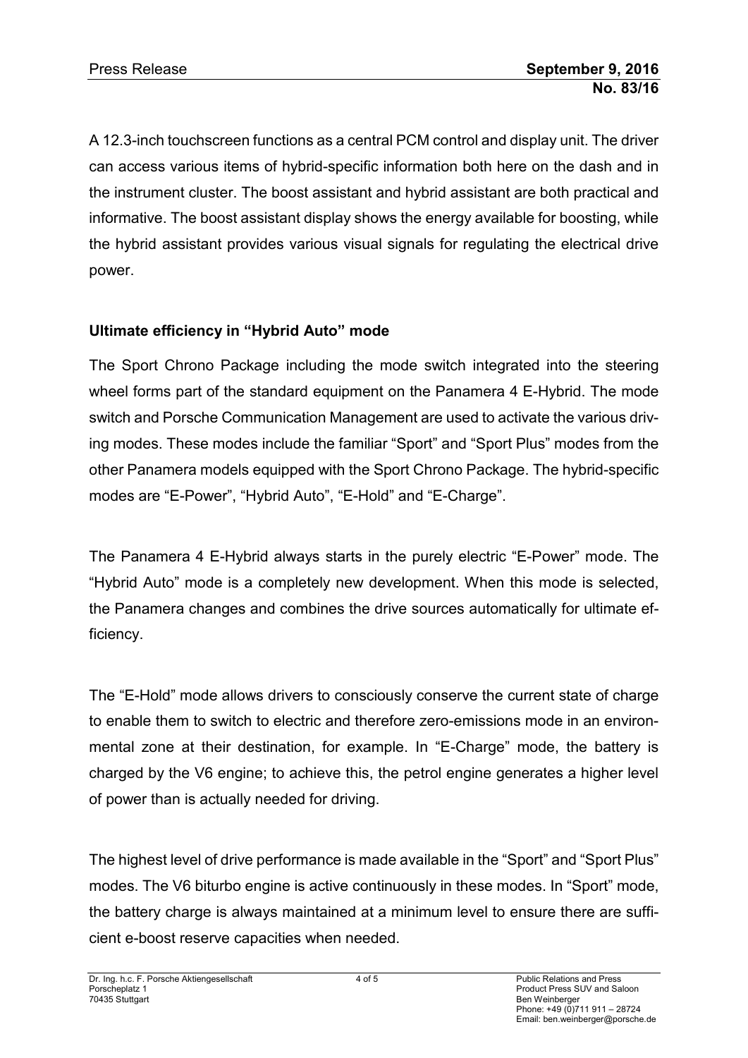A 12.3-inch touchscreen functions as a central PCM control and display unit. The driver can access various items of hybrid-specific information both here on the dash and in the instrument cluster. The boost assistant and hybrid assistant are both practical and informative. The boost assistant display shows the energy available for boosting, while the hybrid assistant provides various visual signals for regulating the electrical drive power.

**Ultimate efficiency in "Hybrid Auto" mode**

The Sport Chrono Package including the mode switch integrated into the steering wheel forms part of the standard equipment on the Panamera 4 E-Hybrid. The mode switch and Porsche Communication Management are used to activate the various driving modes. These modes include the familiar "Sport" and "Sport Plus" modes from the other Panamera models equipped with the Sport Chrono Package. The hybrid-specific modes are "E-Power", "Hybrid Auto", "E-Hold" and "E-Charge".

The Panamera 4 E-Hybrid always starts in the purely electric "E-Power" mode. The "Hybrid Auto" mode is a completely new development. When this mode is selected, the Panamera changes and combines the drive sources automatically for ultimate efficiency.

The "E-Hold" mode allows drivers to consciously conserve the current state of charge to enable them to switch to electric and therefore zero-emissions mode in an environmental zone at their destination, for example. In "E-Charge" mode, the battery is charged by the V6 engine; to achieve this, the petrol engine generates a higher level of power than is actually needed for driving.

The highest level of drive performance is made available in the "Sport" and "Sport Plus" modes. The V6 biturbo engine is active continuously in these modes. In "Sport" mode, the battery charge is always maintained at a minimum level to ensure there are sufficient e-boost reserve capacities when needed.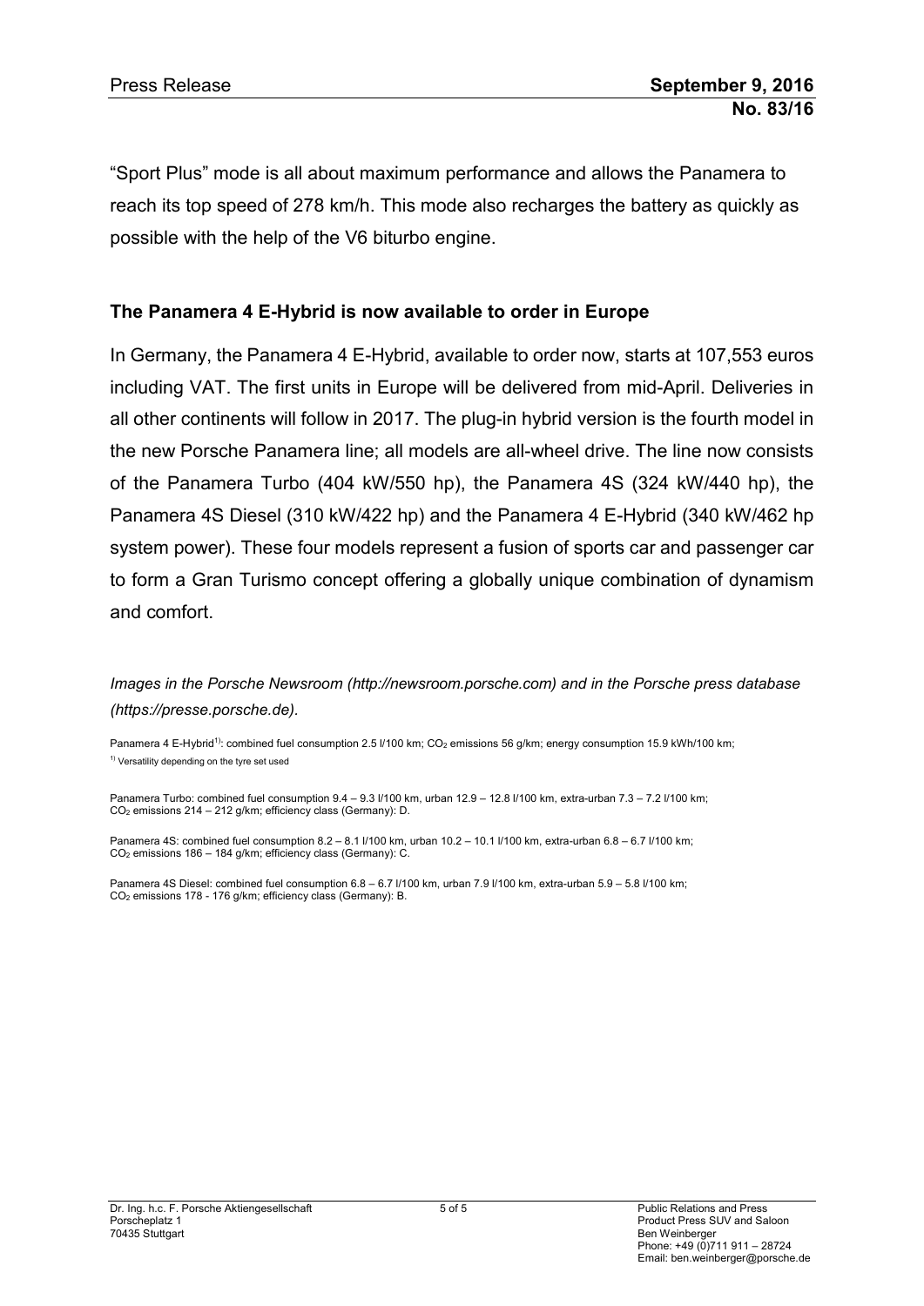"Sport Plus" mode is all about maximum performance and allows the Panamera to reach its top speed of 278 km/h. This mode also recharges the battery as quickly as possible with the help of the V6 biturbo engine.

## The Panamera 4 E-Hybrid is now available to order in Europe

In Germany, the Panamera 4 E-Hybrid, available to order now, starts at 107,553 euros including VAT. The first units in Europe will be delivered from mid-April. Deliveries in all other continents will follow in 2017. The plug-in hybrid version is the fourth model in the new Porsche Panamera line; all models are all-wheel drive. The line now consists of the Panamera Turbo (404 kW/550 hp), the Panamera 4S (324 kW/440 hp), the Panamera 4S Diesel (310 kW/422 hp) and the Panamera 4 E-Hybrid (340 kW/462 hp system power). These four models represent a fusion of sports car and passenger car to form a Gran Turismo concept offering a globally unique combination of dynamism and comfort.

*Images in the Porsche Newsroom (http://newsroom.porsche.com) and in the Porsche press database (https://presse.porsche.de).*

Panamera 4 E-Hybrid[1]: combined fuel consumption 2.5 l/100 km; $CO_2$ emissions 56 g/km; energy consumption 15.9 kWh/100 km;
[1] Versatility depending on the tyre set used

Panamera Turbo: combined fuel consumption 9.4 – 9.3 l/100 km, urban 12.9 – 12.8 l/100 km, extra-urban 7.3 – 7.2 l/100 km; $CO_2$ emissions 214 – 212 g/km; efficiency class (Germany): D.

Panamera 4S: combined fuel consumption 8.2 – 8.1 l/100 km, urban 10.2 – 10.1 l/100 km, extra-urban 6.8 – 6.7 l/100 km; $CO_2$ emissions 186 – 184 g/km; efficiency class (Germany): C.

Panamera 4S Diesel: combined fuel consumption 6.8 – 6.7 l/100 km, urban 7.9 l/100 km, extra-urban 5.9 – 5.8 l/100 km; $CO_2$ emissions 178 - 176 g/km; efficiency class (Germany): B.